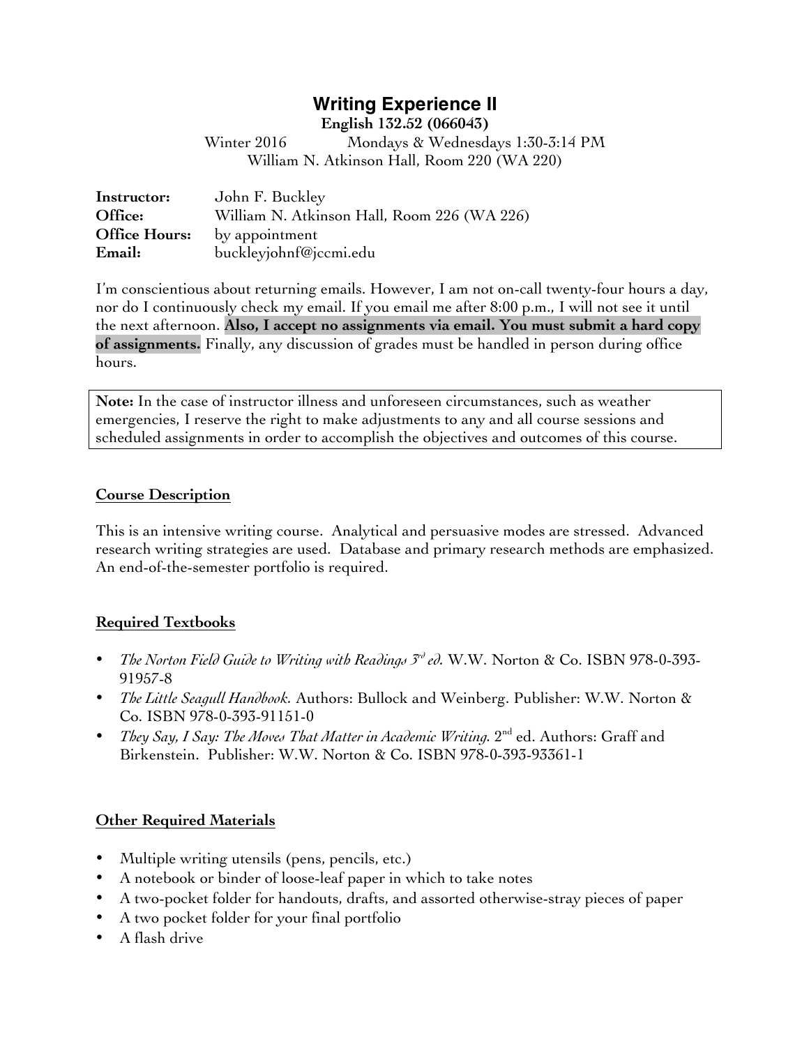# Writing Experience II

**English 132.52 (066043)**

Winter 2016 Mondays & Wednesdays 1:30-3:14 PM
William N. Atkinson Hall, Room 220 (WA 220)

**Instructor:** John F. Buckley
**Office:** William N. Atkinson Hall, Room 226 (WA 226)
**Office Hours:** by appointment
**Email:** buckleyjohnf@jccmi.edu

I'm conscientious about returning emails. However, I am not on-call twenty-four hours a day, nor do I continuously check my email. If you email me after 8:00 p.m., I will not see it until the next afternoon. **Also, I accept no assignments via email. You must submit a hard copy of assignments.** Finally, any discussion of grades must be handled in person during office hours.

> **Note:** In the case of instructor illness and unforeseen circumstances, such as weather emergencies, I reserve the right to make adjustments to any and all course sessions and scheduled assignments in order to accomplish the objectives and outcomes of this course.

## Course Description

This is an intensive writing course. Analytical and persuasive modes are stressed. Advanced research writing strategies are used. Database and primary research methods are emphasized. An end-of-the-semester portfolio is required.

## Required Textbooks

- *The Norton Field Guide to Writing with Readings 3rd ed.* W.W. Norton & Co. ISBN 978-0-393-91957-8
- *The Little Seagull Handbook.* Authors: Bullock and Weinberg. Publisher: W.W. Norton & Co. ISBN 978-0-393-91151-0
- *They Say, I Say: The Moves That Matter in Academic Writing.* 2nd ed. Authors: Graff and Birkenstein. Publisher: W.W. Norton & Co. ISBN 978-0-393-93361-1

## Other Required Materials

- Multiple writing utensils (pens, pencils, etc.)
- A notebook or binder of loose-leaf paper in which to take notes
- A two-pocket folder for handouts, drafts, and assorted otherwise-stray pieces of paper
- A two pocket folder for your final portfolio
- A flash drive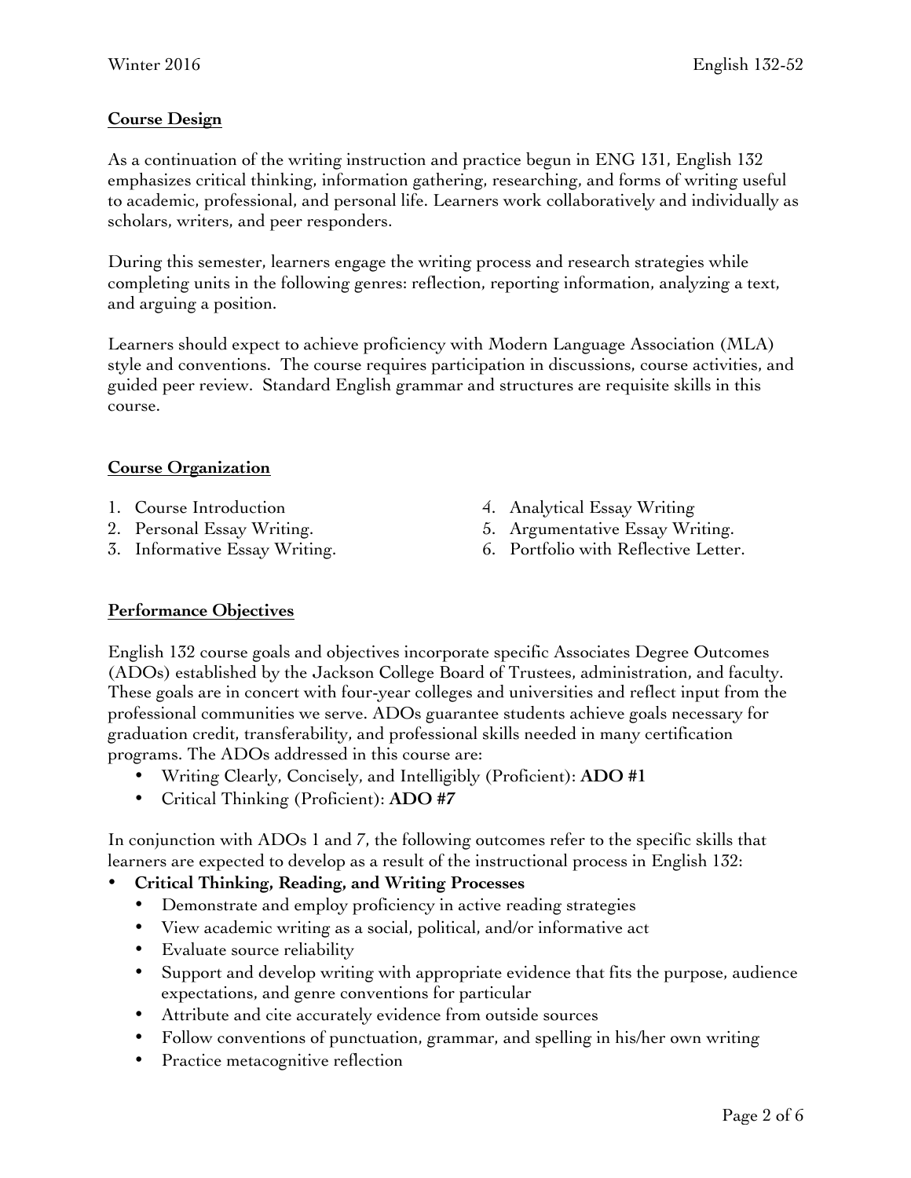## Course Design

As a continuation of the writing instruction and practice begun in ENG 131, English 132 emphasizes critical thinking, information gathering, researching, and forms of writing useful to academic, professional, and personal life. Learners work collaboratively and individually as scholars, writers, and peer responders.

During this semester, learners engage the writing process and research strategies while completing units in the following genres: reflection, reporting information, analyzing a text, and arguing a position.

Learners should expect to achieve proficiency with Modern Language Association (MLA) style and conventions. The course requires participation in discussions, course activities, and guided peer review. Standard English grammar and structures are requisite skills in this course.

## Course Organization

1. Course Introduction
2. Personal Essay Writing.
3. Informative Essay Writing.
4. Analytical Essay Writing
5. Argumentative Essay Writing.
6. Portfolio with Reflective Letter.

## Performance Objectives

English 132 course goals and objectives incorporate specific Associates Degree Outcomes (ADOs) established by the Jackson College Board of Trustees, administration, and faculty. These goals are in concert with four-year colleges and universities and reflect input from the professional communities we serve. ADOs guarantee students achieve goals necessary for graduation credit, transferability, and professional skills needed in many certification programs. The ADOs addressed in this course are:

- Writing Clearly, Concisely, and Intelligibly (Proficient): **ADO #1**
- Critical Thinking (Proficient): **ADO #7**

In conjunction with ADOs 1 and 7, the following outcomes refer to the specific skills that learners are expected to develop as a result of the instructional process in English 132:

- **Critical Thinking, Reading, and Writing Processes**
  - Demonstrate and employ proficiency in active reading strategies
  - View academic writing as a social, political, and/or informative act
  - Evaluate source reliability
  - Support and develop writing with appropriate evidence that fits the purpose, audience expectations, and genre conventions for particular
  - Attribute and cite accurately evidence from outside sources
  - Follow conventions of punctuation, grammar, and spelling in his/her own writing
  - Practice metacognitive reflection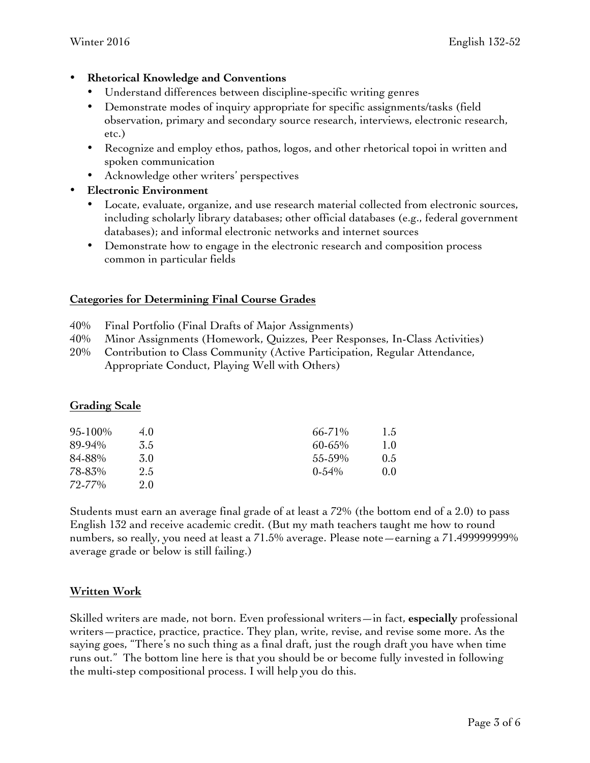- **Rhetorical Knowledge and Conventions**
  - Understand differences between discipline-specific writing genres
  - Demonstrate modes of inquiry appropriate for specific assignments/tasks (field observation, primary and secondary source research, interviews, electronic research, etc.)
  - Recognize and employ ethos, pathos, logos, and other rhetorical topoi in written and spoken communication
  - Acknowledge other writers' perspectives
- **Electronic Environment**
  - Locate, evaluate, organize, and use research material collected from electronic sources, including scholarly library databases; other official databases (e.g., federal government databases); and informal electronic networks and internet sources
  - Demonstrate how to engage in the electronic research and composition process common in particular fields

## Categories for Determining Final Course Grades

40% Final Portfolio (Final Drafts of Major Assignments)
40% Minor Assignments (Homework, Quizzes, Peer Responses, In-Class Activities)
20% Contribution to Class Community (Active Participation, Regular Attendance, Appropriate Conduct, Playing Well with Others)

## Grading Scale

| Percentage | Grade | Percentage | Grade |
|---|---|---|---|
| 95-100% | 4.0 | 66-71% | 1.5 |
| 89-94% | 3.5 | 60-65% | 1.0 |
| 84-88% | 3.0 | 55-59% | 0.5 |
| 78-83% | 2.5 | 0-54% | 0.0 |
| 72-77% | 2.0 | | |

Students must earn an average final grade of at least a 72% (the bottom end of a 2.0) to pass English 132 and receive academic credit. (But my math teachers taught me how to round numbers, so really, you need at least a 71.5% average. Please note—earning a 71.499999999% average grade or below is still failing.)

## Written Work

Skilled writers are made, not born. Even professional writers—in fact, **especially** professional writers—practice, practice, practice. They plan, write, revise, and revise some more. As the saying goes, "There's no such thing as a final draft, just the rough draft you have when time runs out." The bottom line here is that you should be or become fully invested in following the multi-step compositional process. I will help you do this.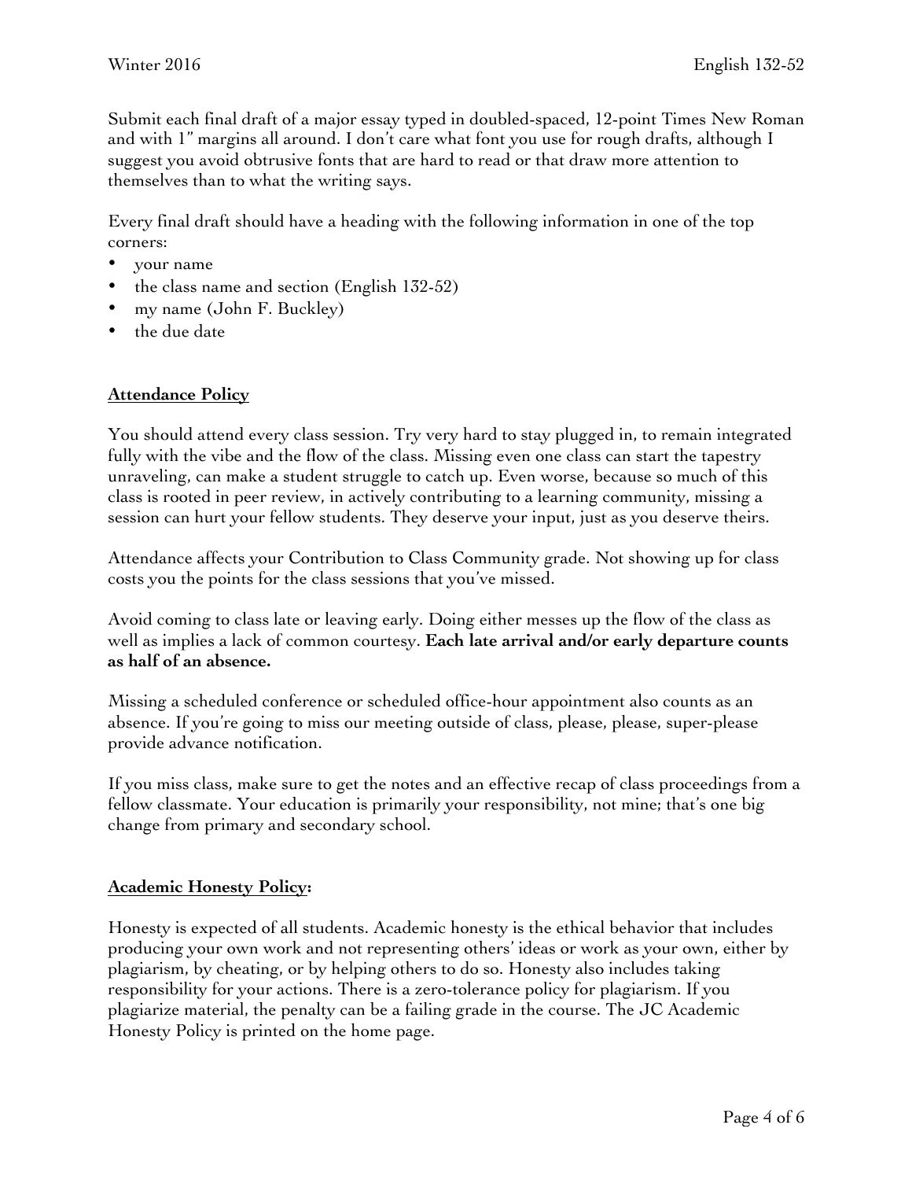Submit each final draft of a major essay typed in doubled-spaced, 12-point Times New Roman and with 1" margins all around. I don't care what font you use for rough drafts, although I suggest you avoid obtrusive fonts that are hard to read or that draw more attention to themselves than to what the writing says.

Every final draft should have a heading with the following information in one of the top corners:

- your name
- the class name and section (English 132-52)
- my name (John F. Buckley)
- the due date

## Attendance Policy

You should attend every class session. Try very hard to stay plugged in, to remain integrated fully with the vibe and the flow of the class. Missing even one class can start the tapestry unraveling, can make a student struggle to catch up. Even worse, because so much of this class is rooted in peer review, in actively contributing to a learning community, missing a session can hurt your fellow students. They deserve your input, just as you deserve theirs.

Attendance affects your Contribution to Class Community grade. Not showing up for class costs you the points for the class sessions that you've missed.

Avoid coming to class late or leaving early. Doing either messes up the flow of the class as well as implies a lack of common courtesy. **Each late arrival and/or early departure counts as half of an absence.**

Missing a scheduled conference or scheduled office-hour appointment also counts as an absence. If you're going to miss our meeting outside of class, please, please, super-please provide advance notification.

If you miss class, make sure to get the notes and an effective recap of class proceedings from a fellow classmate. Your education is primarily your responsibility, not mine; that's one big change from primary and secondary school.

## Academic Honesty Policy:

Honesty is expected of all students. Academic honesty is the ethical behavior that includes producing your own work and not representing others' ideas or work as your own, either by plagiarism, by cheating, or by helping others to do so. Honesty also includes taking responsibility for your actions. There is a zero-tolerance policy for plagiarism. If you plagiarize material, the penalty can be a failing grade in the course. The JC Academic Honesty Policy is printed on the home page.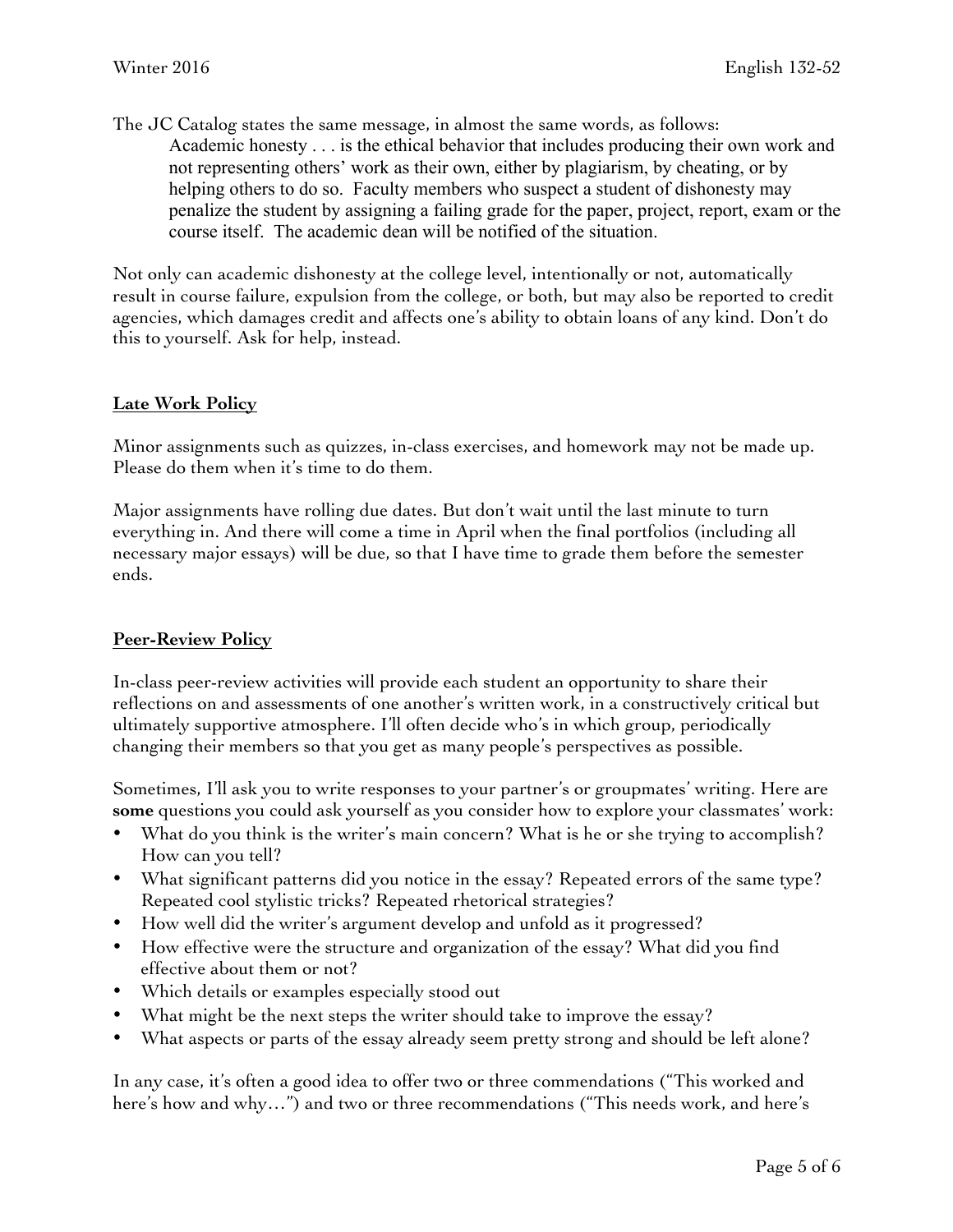The JC Catalog states the same message, in almost the same words, as follows:

> Academic honesty . . . is the ethical behavior that includes producing their own work and not representing others' work as their own, either by plagiarism, by cheating, or by helping others to do so. Faculty members who suspect a student of dishonesty may penalize the student by assigning a failing grade for the paper, project, report, exam or the course itself. The academic dean will be notified of the situation.

Not only can academic dishonesty at the college level, intentionally or not, automatically result in course failure, expulsion from the college, or both, but may also be reported to credit agencies, which damages credit and affects one's ability to obtain loans of any kind. Don't do this to yourself. Ask for help, instead.

## Late Work Policy

Minor assignments such as quizzes, in-class exercises, and homework may not be made up. Please do them when it's time to do them.

Major assignments have rolling due dates. But don't wait until the last minute to turn everything in. And there will come a time in April when the final portfolios (including all necessary major essays) will be due, so that I have time to grade them before the semester ends.

## Peer-Review Policy

In-class peer-review activities will provide each student an opportunity to share their reflections on and assessments of one another's written work, in a constructively critical but ultimately supportive atmosphere. I'll often decide who's in which group, periodically changing their members so that you get as many people's perspectives as possible.

Sometimes, I'll ask you to write responses to your partner's or groupmates' writing. Here are **some** questions you could ask yourself as you consider how to explore your classmates' work:

- What do you think is the writer's main concern? What is he or she trying to accomplish? How can you tell?
- What significant patterns did you notice in the essay? Repeated errors of the same type? Repeated cool stylistic tricks? Repeated rhetorical strategies?
- How well did the writer's argument develop and unfold as it progressed?
- How effective were the structure and organization of the essay? What did you find effective about them or not?
- Which details or examples especially stood out
- What might be the next steps the writer should take to improve the essay?
- What aspects or parts of the essay already seem pretty strong and should be left alone?

In any case, it's often a good idea to offer two or three commendations ("This worked and here's how and why…") and two or three recommendations ("This needs work, and here's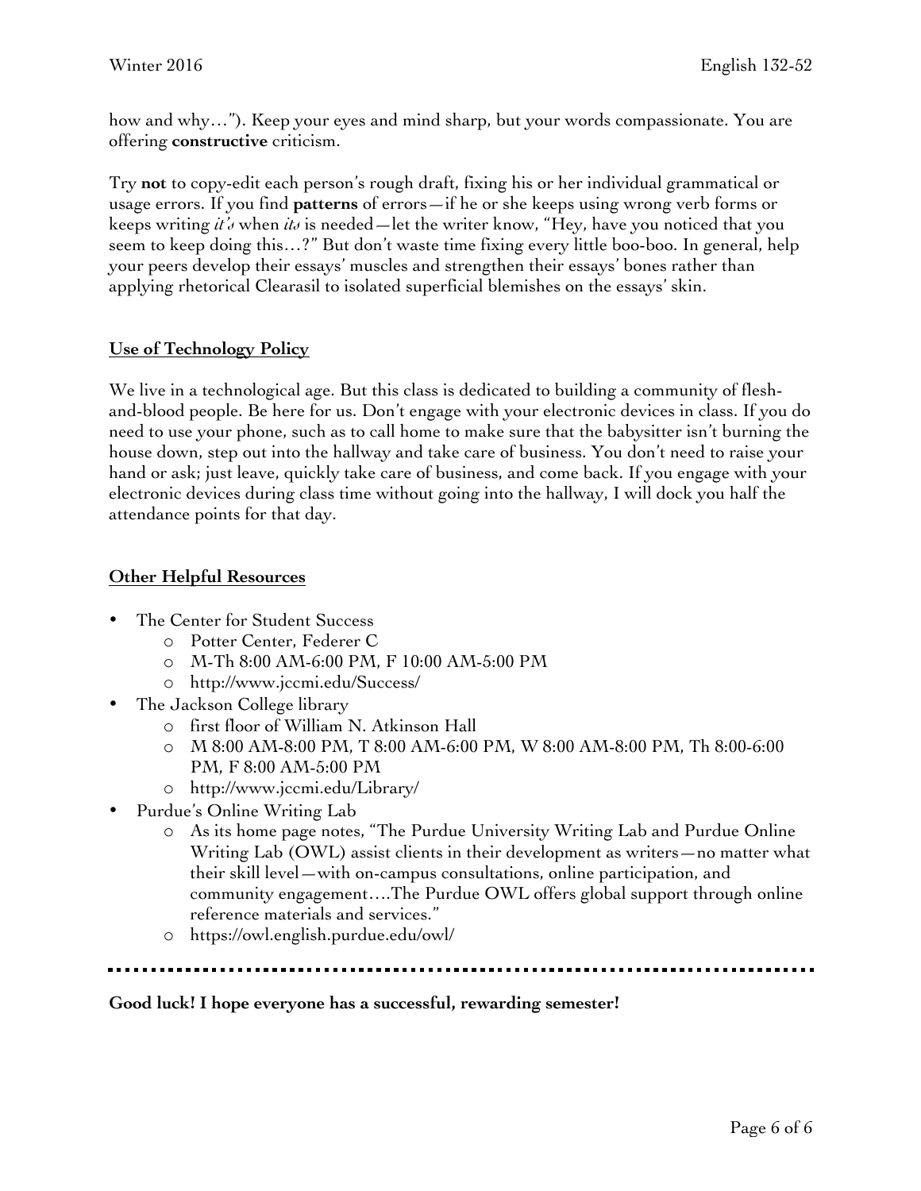how and why…"). Keep your eyes and mind sharp, but your words compassionate. You are offering **constructive** criticism.

Try **not** to copy-edit each person's rough draft, fixing his or her individual grammatical or usage errors. If you find **patterns** of errors—if he or she keeps using wrong verb forms or keeps writing *it's* when *its* is needed—let the writer know, "Hey, have you noticed that you seem to keep doing this…?" But don't waste time fixing every little boo-boo. In general, help your peers develop their essays' muscles and strengthen their essays' bones rather than applying rhetorical Clearasil to isolated superficial blemishes on the essays' skin.

## Use of Technology Policy

We live in a technological age. But this class is dedicated to building a community of flesh-and-blood people. Be here for us. Don't engage with your electronic devices in class. If you do need to use your phone, such as to call home to make sure that the babysitter isn't burning the house down, step out into the hallway and take care of business. You don't need to raise your hand or ask; just leave, quickly take care of business, and come back. If you engage with your electronic devices during class time without going into the hallway, I will dock you half the attendance points for that day.

## Other Helpful Resources

- The Center for Student Success
  - Potter Center, Federer C
  - M-Th 8:00 AM-6:00 PM, F 10:00 AM-5:00 PM
  - http://www.jccmi.edu/Success/
- The Jackson College library
  - first floor of William N. Atkinson Hall
  - M 8:00 AM-8:00 PM, T 8:00 AM-6:00 PM, W 8:00 AM-8:00 PM, Th 8:00-6:00 PM, F 8:00 AM-5:00 PM
  - http://www.jccmi.edu/Library/
- Purdue's Online Writing Lab
  - As its home page notes, "The Purdue University Writing Lab and Purdue Online Writing Lab (OWL) assist clients in their development as writers—no matter what their skill level—with on-campus consultations, online participation, and community engagement….The Purdue OWL offers global support through online reference materials and services."
  - https://owl.english.purdue.edu/owl/

---

**Good luck! I hope everyone has a successful, rewarding semester!**